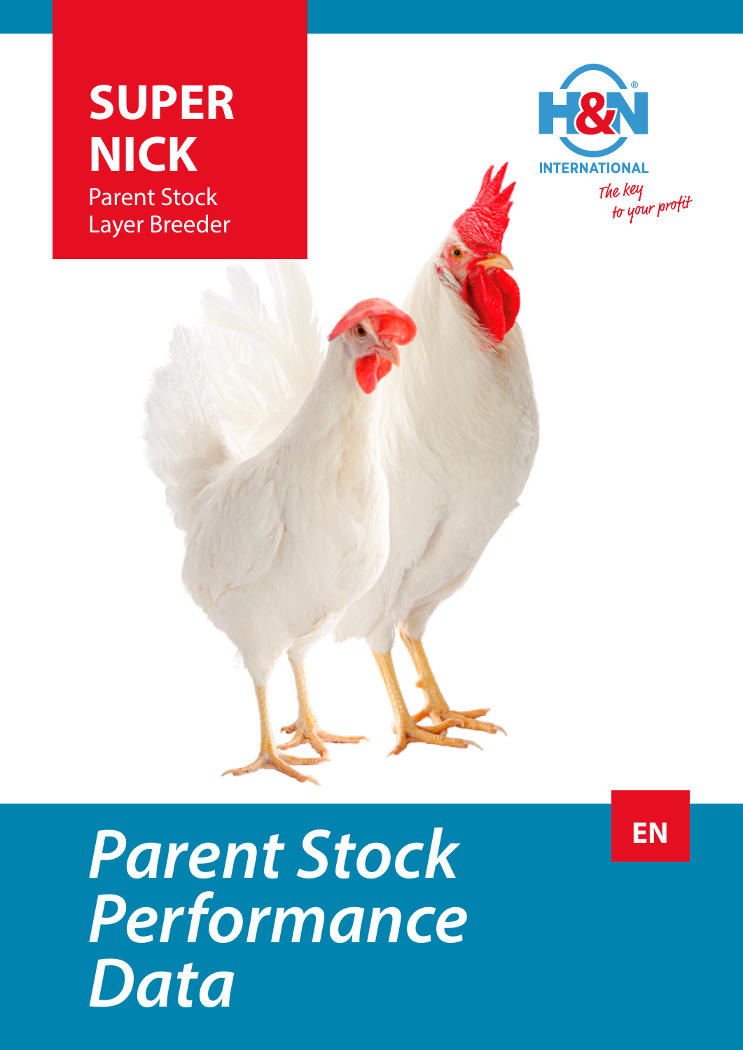# SUPER NICK

Parent Stock
Layer Breeder

H&N® INTERNATIONAL

*The key to your profit*

# *Parent Stock Performance Data*

EN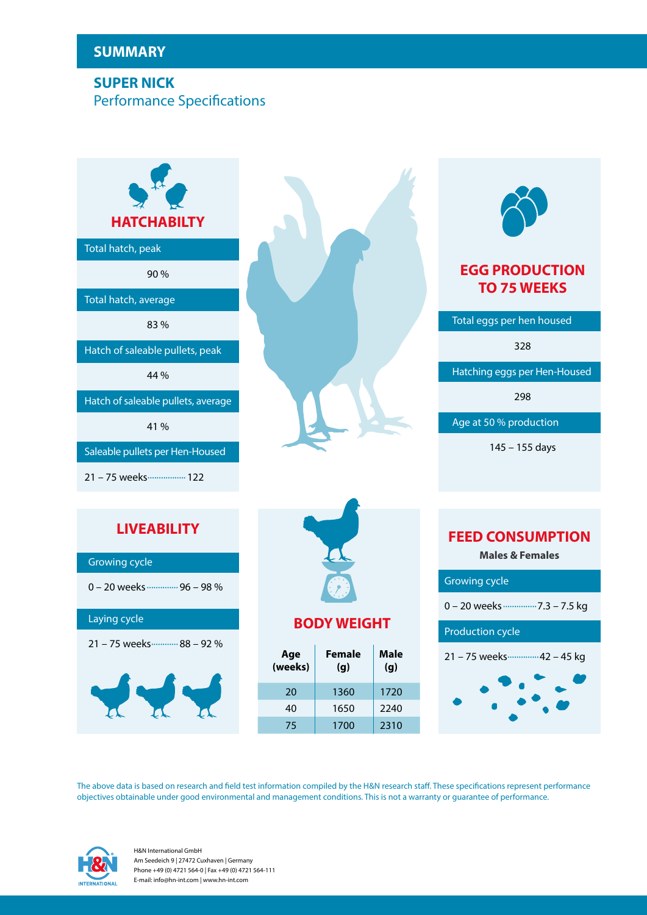# SUMMARY

## SUPER NICK
Performance Specifications

### HATCHABILTY

| | |
|---|---|
| Total hatch, peak | 90 % |
| Total hatch, average | 83 % |
| Hatch of saleable pullets, peak | 44 % |
| Hatch of saleable pullets, average | 41 % |
| Saleable pullets per Hen-Housed | 21 – 75 weeks ............... 122 |

### EGG PRODUCTION TO 75 WEEKS

| | |
|---|---|
| Total eggs per hen housed | 328 |
| Hatching eggs per Hen-Housed | 298 |
| Age at 50 % production | 145 – 155 days |

### LIVEABILITY

| | |
|---|---|
| Growing cycle | 0 – 20 weeks ............. 96 – 98 % |
| Laying cycle | 21 – 75 weeks ........... 88 – 92 % |

### BODY WEIGHT

| Age (weeks) | Female (g) | Male (g) |
|---|---|---|
| 20 | 1360 | 1720 |
| 40 | 1650 | 2240 |
| 75 | 1700 | 2310 |

### FEED CONSUMPTION

**Males & Females**

| | |
|---|---|
| Growing cycle | 0 – 20 weeks .............. 7.3 – 7.5 kg |
| Production cycle | 21 – 75 weeks ............. 42 – 45 kg |

The above data is based on research and field test information compiled by the H&N research staff. These specifications represent performance objectives obtainable under good environmental and management conditions. This is not a warranty or guarantee of performance.

H&N International GmbH
Am Seedeich 9 | 27472 Cuxhaven | Germany
Phone +49 (0) 4721 564-0 | Fax +49 (0) 4721 564-111
E-mail: info@hn-int.com | www.hn-int.com